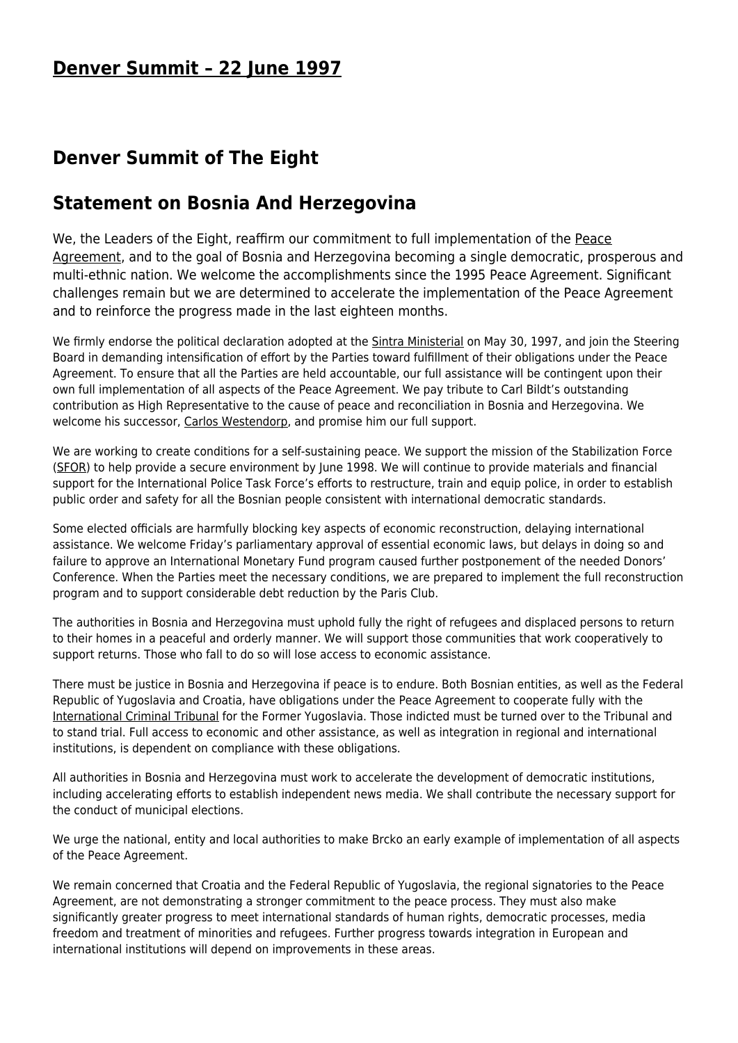# Denver Summit – 22 June 1997

## Denver Summit of The Eight

## Statement on Bosnia And Herzegovina

We, the Leaders of the Eight, reaffirm our commitment to full implementation of the Peace Agreement, and to the goal of Bosnia and Herzegovina becoming a single democratic, prosperous and multi-ethnic nation. We welcome the accomplishments since the 1995 Peace Agreement. Significant challenges remain but we are determined to accelerate the implementation of the Peace Agreement and to reinforce the progress made in the last eighteen months.

We firmly endorse the political declaration adopted at the Sintra Ministerial on May 30, 1997, and join the Steering Board in demanding intensification of effort by the Parties toward fulfillment of their obligations under the Peace Agreement. To ensure that all the Parties are held accountable, our full assistance will be contingent upon their own full implementation of all aspects of the Peace Agreement. We pay tribute to Carl Bildt's outstanding contribution as High Representative to the cause of peace and reconciliation in Bosnia and Herzegovina. We welcome his successor, Carlos Westendorp, and promise him our full support.

We are working to create conditions for a self-sustaining peace. We support the mission of the Stabilization Force (SFOR) to help provide a secure environment by June 1998. We will continue to provide materials and financial support for the International Police Task Force's efforts to restructure, train and equip police, in order to establish public order and safety for all the Bosnian people consistent with international democratic standards.

Some elected officials are harmfully blocking key aspects of economic reconstruction, delaying international assistance. We welcome Friday's parliamentary approval of essential economic laws, but delays in doing so and failure to approve an International Monetary Fund program caused further postponement of the needed Donors' Conference. When the Parties meet the necessary conditions, we are prepared to implement the full reconstruction program and to support considerable debt reduction by the Paris Club.

The authorities in Bosnia and Herzegovina must uphold fully the right of refugees and displaced persons to return to their homes in a peaceful and orderly manner. We will support those communities that work cooperatively to support returns. Those who fall to do so will lose access to economic assistance.

There must be justice in Bosnia and Herzegovina if peace is to endure. Both Bosnian entities, as well as the Federal Republic of Yugoslavia and Croatia, have obligations under the Peace Agreement to cooperate fully with the International Criminal Tribunal for the Former Yugoslavia. Those indicted must be turned over to the Tribunal and to stand trial. Full access to economic and other assistance, as well as integration in regional and international institutions, is dependent on compliance with these obligations.

All authorities in Bosnia and Herzegovina must work to accelerate the development of democratic institutions, including accelerating efforts to establish independent news media. We shall contribute the necessary support for the conduct of municipal elections.

We urge the national, entity and local authorities to make Brcko an early example of implementation of all aspects of the Peace Agreement.

We remain concerned that Croatia and the Federal Republic of Yugoslavia, the regional signatories to the Peace Agreement, are not demonstrating a stronger commitment to the peace process. They must also make significantly greater progress to meet international standards of human rights, democratic processes, media freedom and treatment of minorities and refugees. Further progress towards integration in European and international institutions will depend on improvements in these areas.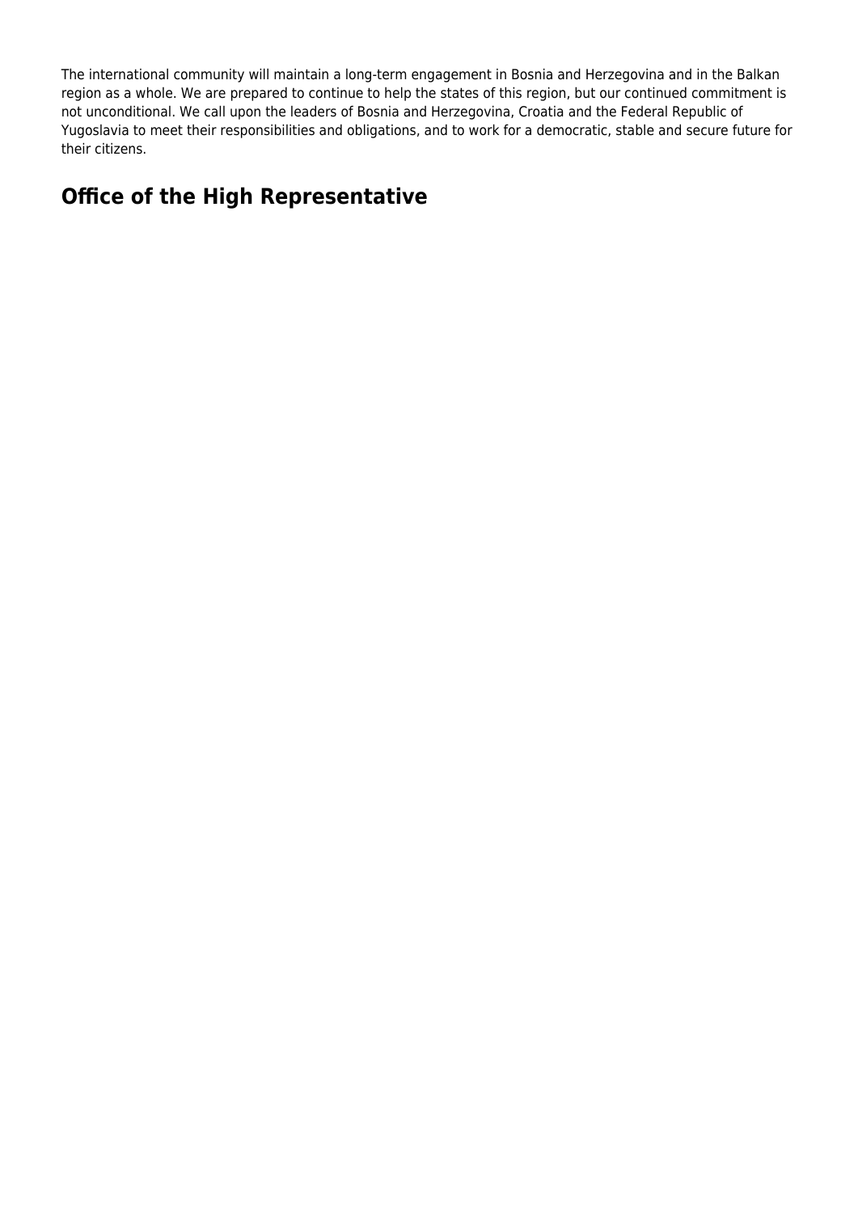The international community will maintain a long-term engagement in Bosnia and Herzegovina and in the Balkan region as a whole. We are prepared to continue to help the states of this region, but our continued commitment is not unconditional. We call upon the leaders of Bosnia and Herzegovina, Croatia and the Federal Republic of Yugoslavia to meet their responsibilities and obligations, and to work for a democratic, stable and secure future for their citizens.

## Office of the High Representative